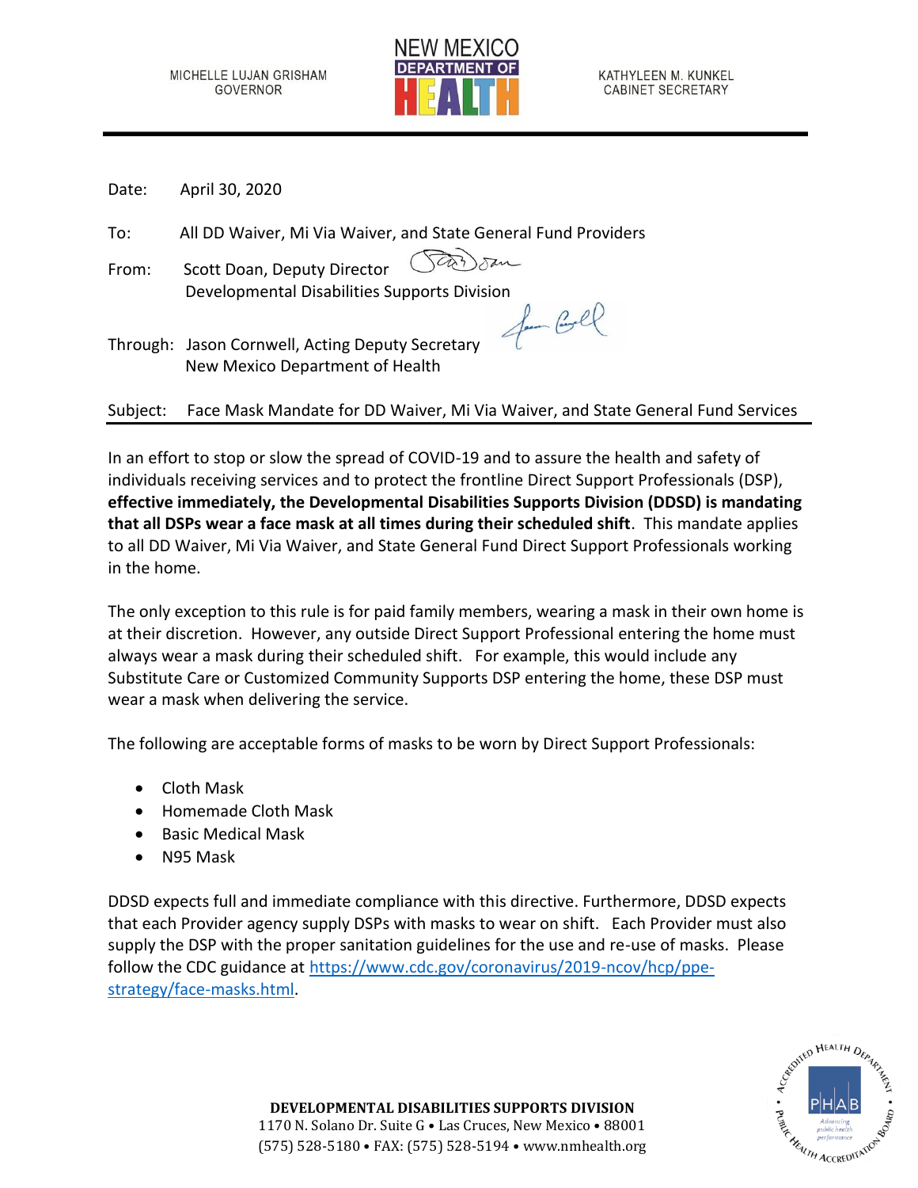MICHELLE LUJAN GRISHAM
GOVERNOR

NEW MEXICO
DEPARTMENT OF
HEALTH

KATHYLEEN M. KUNKEL
CABINET SECRETARY

Date: April 30, 2020

To: All DD Waiver, Mi Via Waiver, and State General Fund Providers

From: Scott Doan, Deputy Director
Developmental Disabilities Supports Division

Through: Jason Cornwell, Acting Deputy Secretary
New Mexico Department of Health

Subject: Face Mask Mandate for DD Waiver, Mi Via Waiver, and State General Fund Services

In an effort to stop or slow the spread of COVID-19 and to assure the health and safety of individuals receiving services and to protect the frontline Direct Support Professionals (DSP), **effective immediately, the Developmental Disabilities Supports Division (DDSD) is mandating that all DSPs wear a face mask at all times during their scheduled shift**. This mandate applies to all DD Waiver, Mi Via Waiver, and State General Fund Direct Support Professionals working in the home.

The only exception to this rule is for paid family members, wearing a mask in their own home is at their discretion. However, any outside Direct Support Professional entering the home must always wear a mask during their scheduled shift. For example, this would include any Substitute Care or Customized Community Supports DSP entering the home, these DSP must wear a mask when delivering the service.

The following are acceptable forms of masks to be worn by Direct Support Professionals:

- Cloth Mask
- Homemade Cloth Mask
- Basic Medical Mask
- N95 Mask

DDSD expects full and immediate compliance with this directive. Furthermore, DDSD expects that each Provider agency supply DSPs with masks to wear on shift. Each Provider must also supply the DSP with the proper sanitation guidelines for the use and re-use of masks. Please follow the CDC guidance at https://www.cdc.gov/coronavirus/2019-ncov/hcp/ppe-strategy/face-masks.html.

**DEVELOPMENTAL DISABILITIES SUPPORTS DIVISION**
1170 N. Solano Dr. Suite G • Las Cruces, New Mexico • 88001
(575) 528-5180 • FAX: (575) 528-5194 • www.nmhealth.org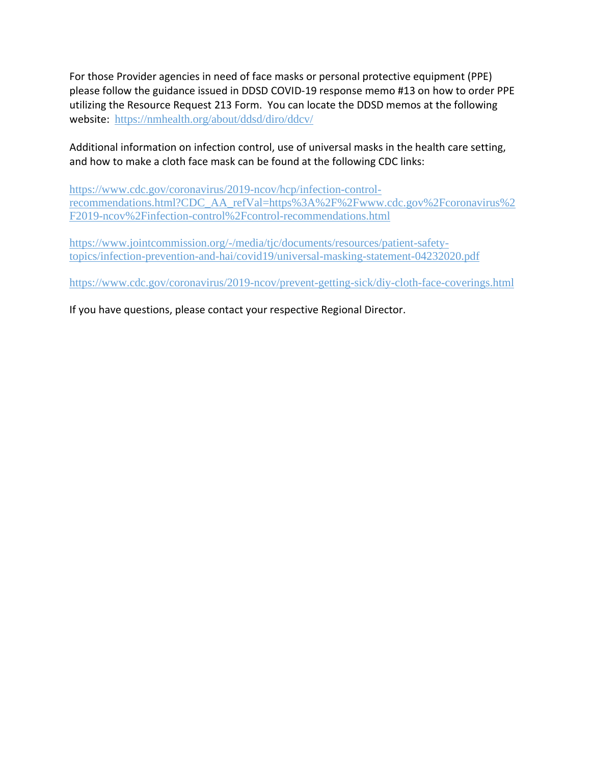For those Provider agencies in need of face masks or personal protective equipment (PPE) please follow the guidance issued in DDSD COVID-19 response memo #13 on how to order PPE utilizing the Resource Request 213 Form. You can locate the DDSD memos at the following website: https://nmhealth.org/about/ddsd/diro/ddcv/

Additional information on infection control, use of universal masks in the health care setting, and how to make a cloth face mask can be found at the following CDC links:

https://www.cdc.gov/coronavirus/2019-ncov/hcp/infection-control-recommendations.html?CDC_AA_refVal=https%3A%2F%2Fwww.cdc.gov%2Fcoronavirus%2F2019-ncov%2Finfection-control%2Fcontrol-recommendations.html

https://www.jointcommission.org/-/media/tjc/documents/resources/patient-safety-topics/infection-prevention-and-hai/covid19/universal-masking-statement-04232020.pdf

https://www.cdc.gov/coronavirus/2019-ncov/prevent-getting-sick/diy-cloth-face-coverings.html

If you have questions, please contact your respective Regional Director.